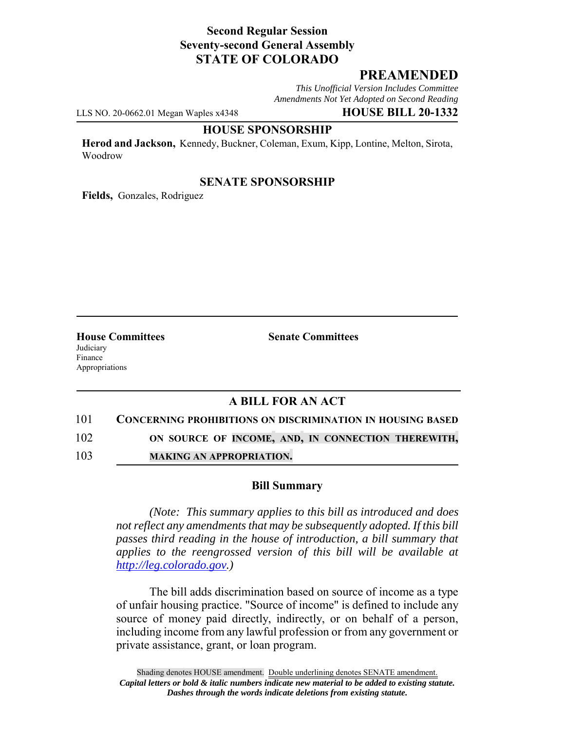**Second Regular Session**
**Seventy-second General Assembly**
**STATE OF COLORADO**

# PREAMENDED

*This Unofficial Version Includes Committee Amendments Not Yet Adopted on Second Reading*

LLS NO. 20-0662.01 Megan Waples x4348 **HOUSE BILL 20-1332**

**HOUSE SPONSORSHIP**

**Herod and Jackson,** Kennedy, Buckner, Coleman, Exum, Kipp, Lontine, Melton, Sirota, Woodrow

**SENATE SPONSORSHIP**

**Fields,** Gonzales, Rodriguez

**House Committees**
Judiciary
Finance
Appropriations

**Senate Committees**

## A BILL FOR AN ACT

101 **CONCERNING PROHIBITIONS ON DISCRIMINATION IN HOUSING BASED**
102 **ON SOURCE OF INCOME, AND, IN CONNECTION THEREWITH,**
103 **MAKING AN APPROPRIATION.**

### Bill Summary

*(Note: This summary applies to this bill as introduced and does not reflect any amendments that may be subsequently adopted. If this bill passes third reading in the house of introduction, a bill summary that applies to the reengrossed version of this bill will be available at http://leg.colorado.gov.)*

The bill adds discrimination based on source of income as a type of unfair housing practice. "Source of income" is defined to include any source of money paid directly, indirectly, or on behalf of a person, including income from any lawful profession or from any government or private assistance, grant, or loan program.

Shading denotes HOUSE amendment. Double underlining denotes SENATE amendment.
*Capital letters or bold & italic numbers indicate new material to be added to existing statute.*
*Dashes through the words indicate deletions from existing statute.*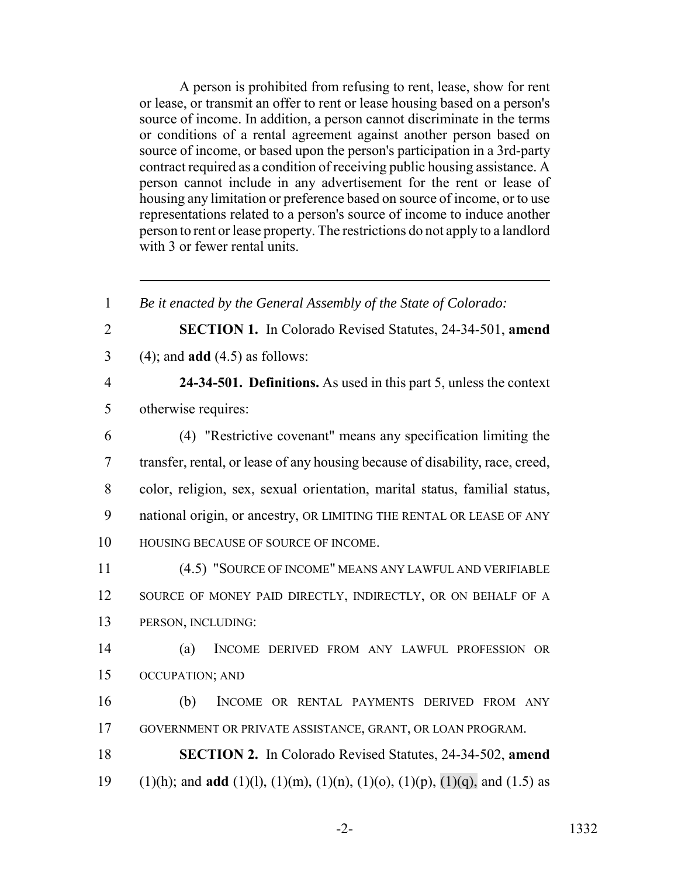A person is prohibited from refusing to rent, lease, show for rent or lease, or transmit an offer to rent or lease housing based on a person's source of income. In addition, a person cannot discriminate in the terms or conditions of a rental agreement against another person based on source of income, or based upon the person's participation in a 3rd-party contract required as a condition of receiving public housing assistance. A person cannot include in any advertisement for the rent or lease of housing any limitation or preference based on source of income, or to use representations related to a person's source of income to induce another person to rent or lease property. The restrictions do not apply to a landlord with 3 or fewer rental units.

---

1 *Be it enacted by the General Assembly of the State of Colorado:*

2 **SECTION 1.** In Colorado Revised Statutes, 24-34-501, **amend**
3 (4); and **add** (4.5) as follows:

4 **24-34-501. Definitions.** As used in this part 5, unless the context
5 otherwise requires:

6 (4) "Restrictive covenant" means any specification limiting the
7 transfer, rental, or lease of any housing because of disability, race, creed,
8 color, religion, sex, sexual orientation, marital status, familial status,
9 national origin, or ancestry, OR LIMITING THE RENTAL OR LEASE OF ANY
10 HOUSING BECAUSE OF SOURCE OF INCOME.

11 (4.5) "SOURCE OF INCOME" MEANS ANY LAWFUL AND VERIFIABLE
12 SOURCE OF MONEY PAID DIRECTLY, INDIRECTLY, OR ON BEHALF OF A
13 PERSON, INCLUDING:

14 (a) INCOME DERIVED FROM ANY LAWFUL PROFESSION OR
15 OCCUPATION; AND

16 (b) INCOME OR RENTAL PAYMENTS DERIVED FROM ANY
17 GOVERNMENT OR PRIVATE ASSISTANCE, GRANT, OR LOAN PROGRAM.

18 **SECTION 2.** In Colorado Revised Statutes, 24-34-502, **amend**
19 (1)(h); and **add** (1)(l), (1)(m), (1)(n), (1)(o), (1)(p), (1)(q), and (1.5) as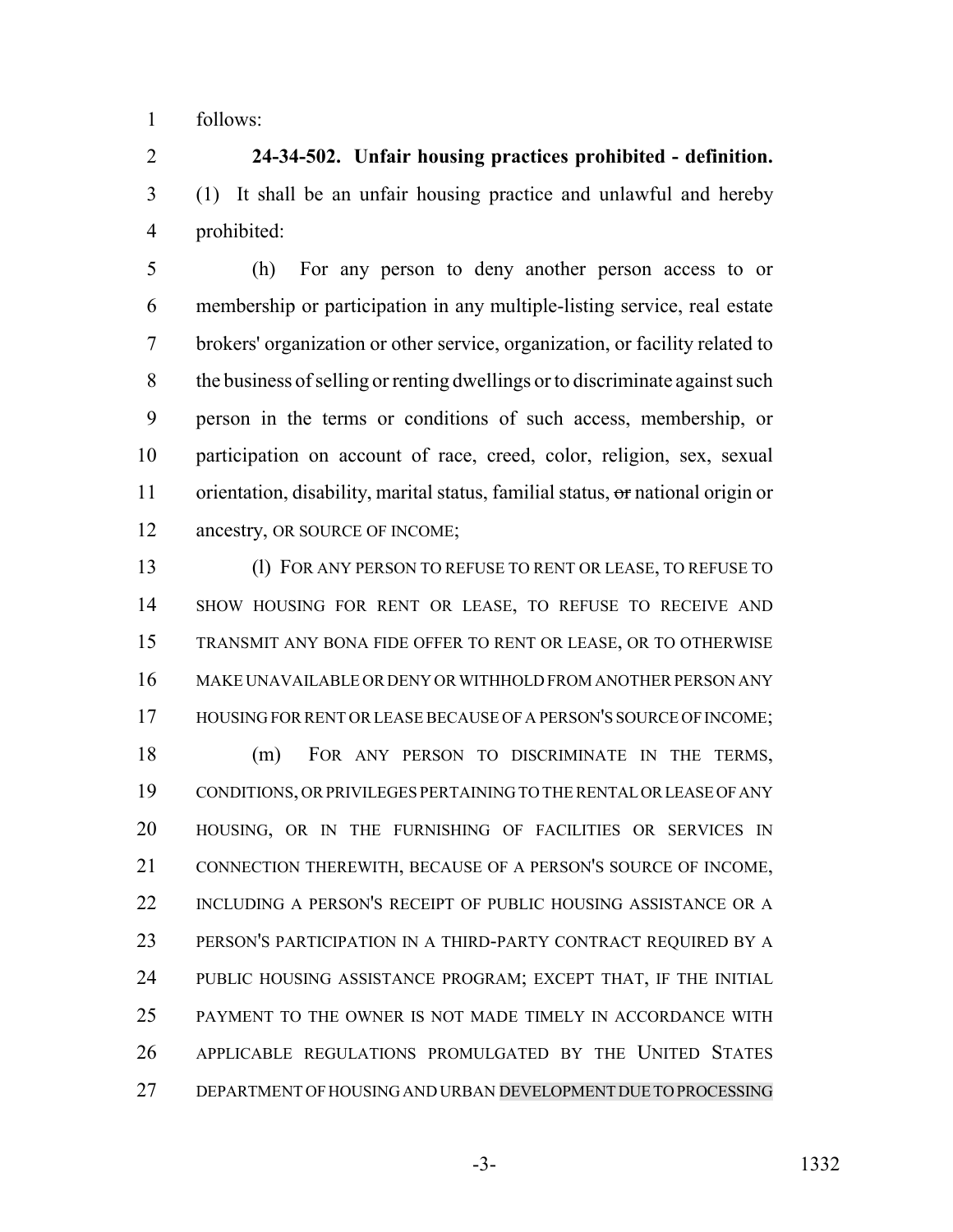follows:

**24-34-502. Unfair housing practices prohibited - definition.** (1) It shall be an unfair housing practice and unlawful and hereby prohibited:

(h) For any person to deny another person access to or membership or participation in any multiple-listing service, real estate brokers' organization or other service, organization, or facility related to the business of selling or renting dwellings or to discriminate against such person in the terms or conditions of such access, membership, or participation on account of race, creed, color, religion, sex, sexual orientation, disability, marital status, familial status, ~~or~~ national origin or ancestry, OR SOURCE OF INCOME;

(l) FOR ANY PERSON TO REFUSE TO RENT OR LEASE, TO REFUSE TO SHOW HOUSING FOR RENT OR LEASE, TO REFUSE TO RECEIVE AND TRANSMIT ANY BONA FIDE OFFER TO RENT OR LEASE, OR TO OTHERWISE MAKE UNAVAILABLE OR DENY OR WITHHOLD FROM ANOTHER PERSON ANY HOUSING FOR RENT OR LEASE BECAUSE OF A PERSON'S SOURCE OF INCOME;

(m) FOR ANY PERSON TO DISCRIMINATE IN THE TERMS, CONDITIONS, OR PRIVILEGES PERTAINING TO THE RENTAL OR LEASE OF ANY HOUSING, OR IN THE FURNISHING OF FACILITIES OR SERVICES IN CONNECTION THEREWITH, BECAUSE OF A PERSON'S SOURCE OF INCOME, INCLUDING A PERSON'S RECEIPT OF PUBLIC HOUSING ASSISTANCE OR A PERSON'S PARTICIPATION IN A THIRD-PARTY CONTRACT REQUIRED BY A PUBLIC HOUSING ASSISTANCE PROGRAM; EXCEPT THAT, IF THE INITIAL PAYMENT TO THE OWNER IS NOT MADE TIMELY IN ACCORDANCE WITH APPLICABLE REGULATIONS PROMULGATED BY THE UNITED STATES DEPARTMENT OF HOUSING AND URBAN DEVELOPMENT DUE TO PROCESSING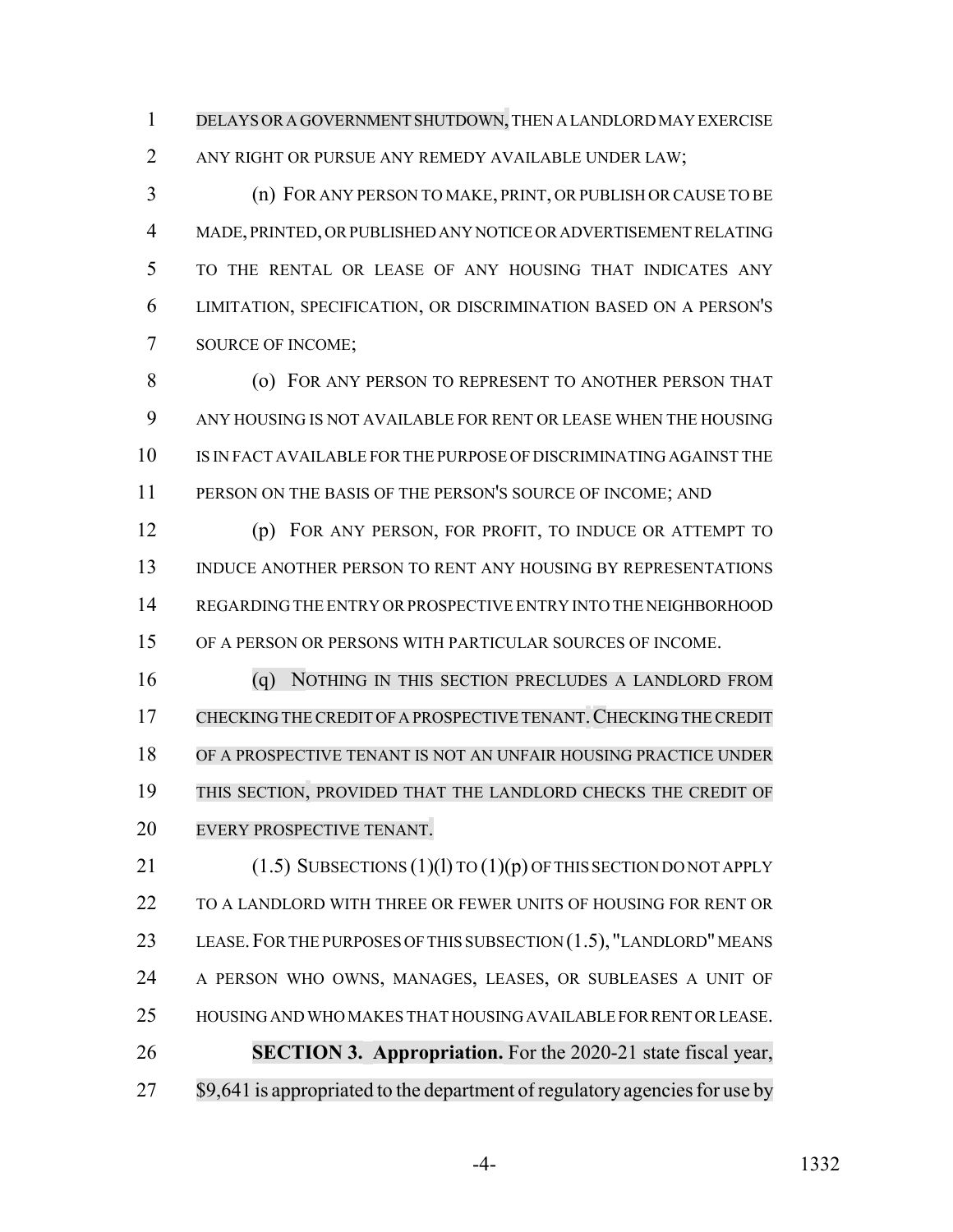DELAYS OR A GOVERNMENT SHUTDOWN, THEN A LANDLORD MAY EXERCISE ANY RIGHT OR PURSUE ANY REMEDY AVAILABLE UNDER LAW;

(n) FOR ANY PERSON TO MAKE, PRINT, OR PUBLISH OR CAUSE TO BE MADE, PRINTED, OR PUBLISHED ANY NOTICE OR ADVERTISEMENT RELATING TO THE RENTAL OR LEASE OF ANY HOUSING THAT INDICATES ANY LIMITATION, SPECIFICATION, OR DISCRIMINATION BASED ON A PERSON'S SOURCE OF INCOME;

(o) FOR ANY PERSON TO REPRESENT TO ANOTHER PERSON THAT ANY HOUSING IS NOT AVAILABLE FOR RENT OR LEASE WHEN THE HOUSING IS IN FACT AVAILABLE FOR THE PURPOSE OF DISCRIMINATING AGAINST THE PERSON ON THE BASIS OF THE PERSON'S SOURCE OF INCOME; AND

(p) FOR ANY PERSON, FOR PROFIT, TO INDUCE OR ATTEMPT TO INDUCE ANOTHER PERSON TO RENT ANY HOUSING BY REPRESENTATIONS REGARDING THE ENTRY OR PROSPECTIVE ENTRY INTO THE NEIGHBORHOOD OF A PERSON OR PERSONS WITH PARTICULAR SOURCES OF INCOME.

(q) NOTHING IN THIS SECTION PRECLUDES A LANDLORD FROM CHECKING THE CREDIT OF A PROSPECTIVE TENANT. CHECKING THE CREDIT OF A PROSPECTIVE TENANT IS NOT AN UNFAIR HOUSING PRACTICE UNDER THIS SECTION, PROVIDED THAT THE LANDLORD CHECKS THE CREDIT OF EVERY PROSPECTIVE TENANT.

(1.5) SUBSECTIONS (1)(l) TO (1)(p) OF THIS SECTION DO NOT APPLY TO A LANDLORD WITH THREE OR FEWER UNITS OF HOUSING FOR RENT OR LEASE. FOR THE PURPOSES OF THIS SUBSECTION (1.5), "LANDLORD" MEANS A PERSON WHO OWNS, MANAGES, LEASES, OR SUBLEASES A UNIT OF HOUSING AND WHO MAKES THAT HOUSING AVAILABLE FOR RENT OR LEASE.

**SECTION 3. Appropriation.** For the 2020-21 state fiscal year, $9,641 is appropriated to the department of regulatory agencies for use by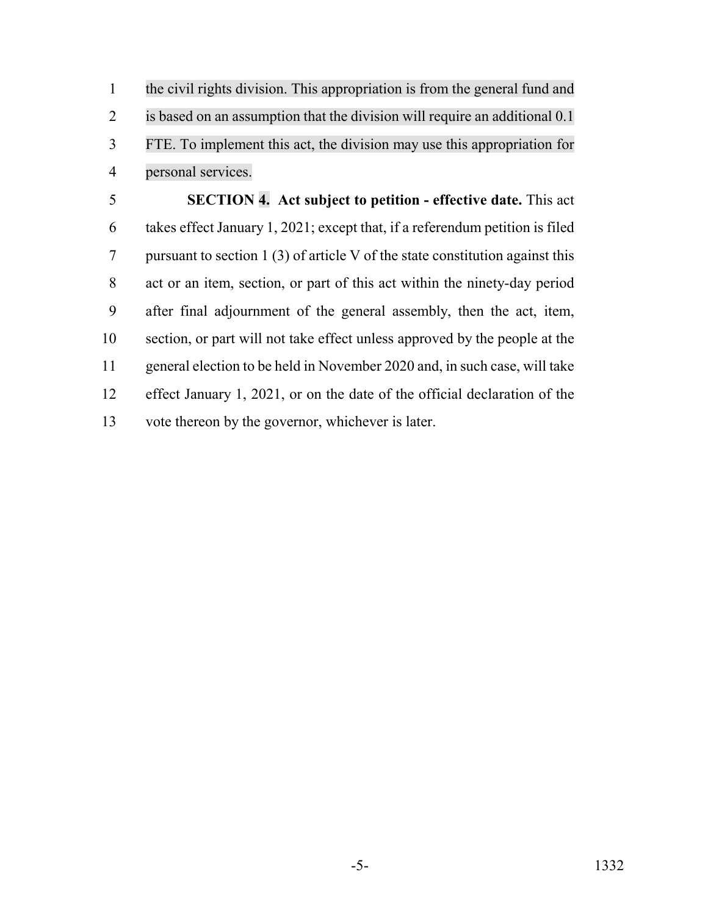the civil rights division. This appropriation is from the general fund and is based on an assumption that the division will require an additional 0.1 FTE. To implement this act, the division may use this appropriation for personal services.

**SECTION 4. Act subject to petition - effective date.** This act takes effect January 1, 2021; except that, if a referendum petition is filed pursuant to section 1 (3) of article V of the state constitution against this act or an item, section, or part of this act within the ninety-day period after final adjournment of the general assembly, then the act, item, section, or part will not take effect unless approved by the people at the general election to be held in November 2020 and, in such case, will take effect January 1, 2021, or on the date of the official declaration of the vote thereon by the governor, whichever is later.